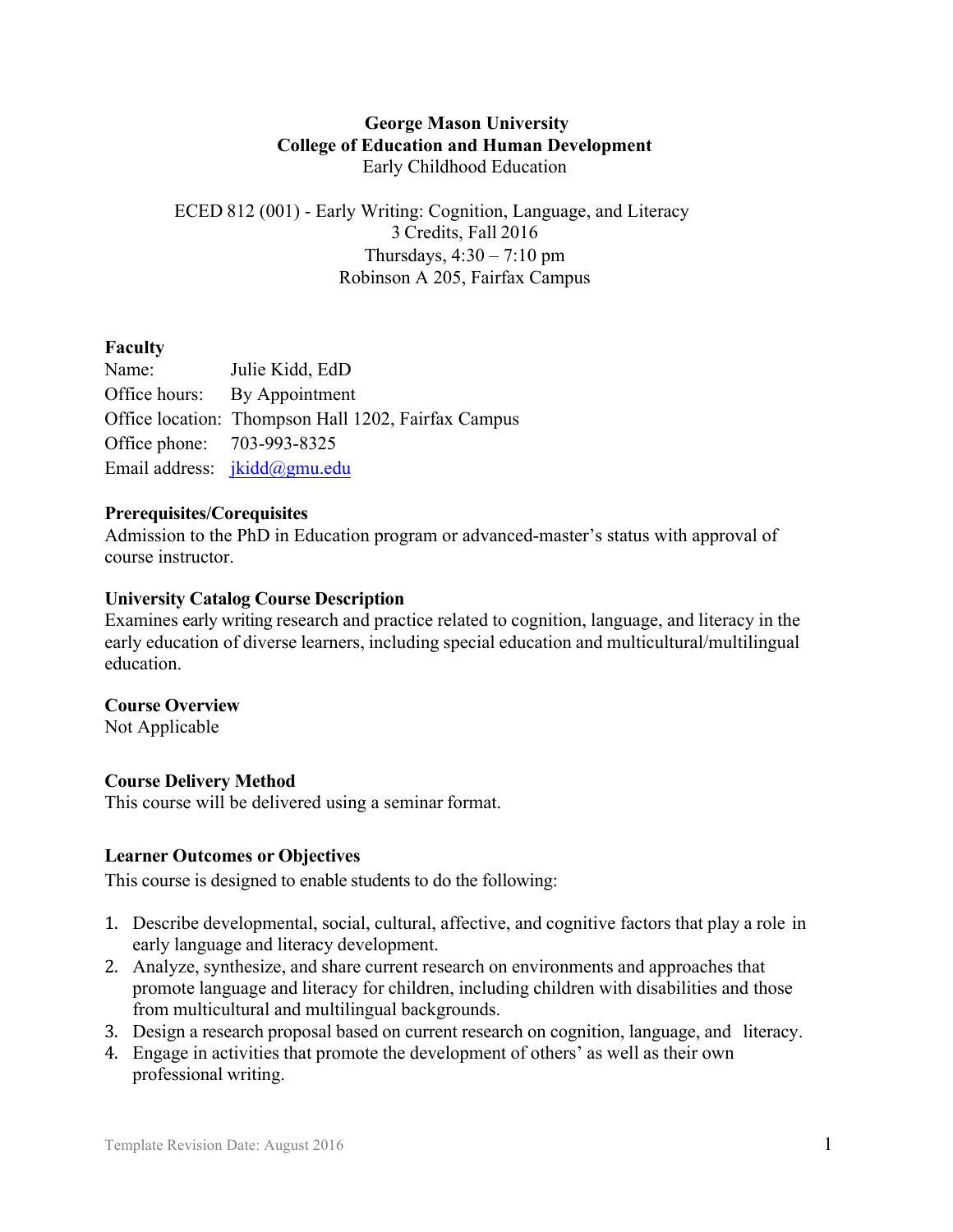**George Mason University**
**College of Education and Human Development**
Early Childhood Education

ECED 812 (001) - Early Writing: Cognition, Language, and Literacy
3 Credits, Fall 2016
Thursdays, 4:30 – 7:10 pm
Robinson A 205, Fairfax Campus

**Faculty**
Name: Julie Kidd, EdD
Office hours: By Appointment
Office location: Thompson Hall 1202, Fairfax Campus
Office phone: 703-993-8325
Email address: jkidd@gmu.edu

**Prerequisites/Corequisites**
Admission to the PhD in Education program or advanced-master's status with approval of course instructor.

**University Catalog Course Description**
Examines early writing research and practice related to cognition, language, and literacy in the early education of diverse learners, including special education and multicultural/multilingual education.

**Course Overview**
Not Applicable

**Course Delivery Method**
This course will be delivered using a seminar format.

**Learner Outcomes or Objectives**
This course is designed to enable students to do the following:

1. Describe developmental, social, cultural, affective, and cognitive factors that play a role in early language and literacy development.
2. Analyze, synthesize, and share current research on environments and approaches that promote language and literacy for children, including children with disabilities and those from multicultural and multilingual backgrounds.
3. Design a research proposal based on current research on cognition, language, and literacy.
4. Engage in activities that promote the development of others' as well as their own professional writing.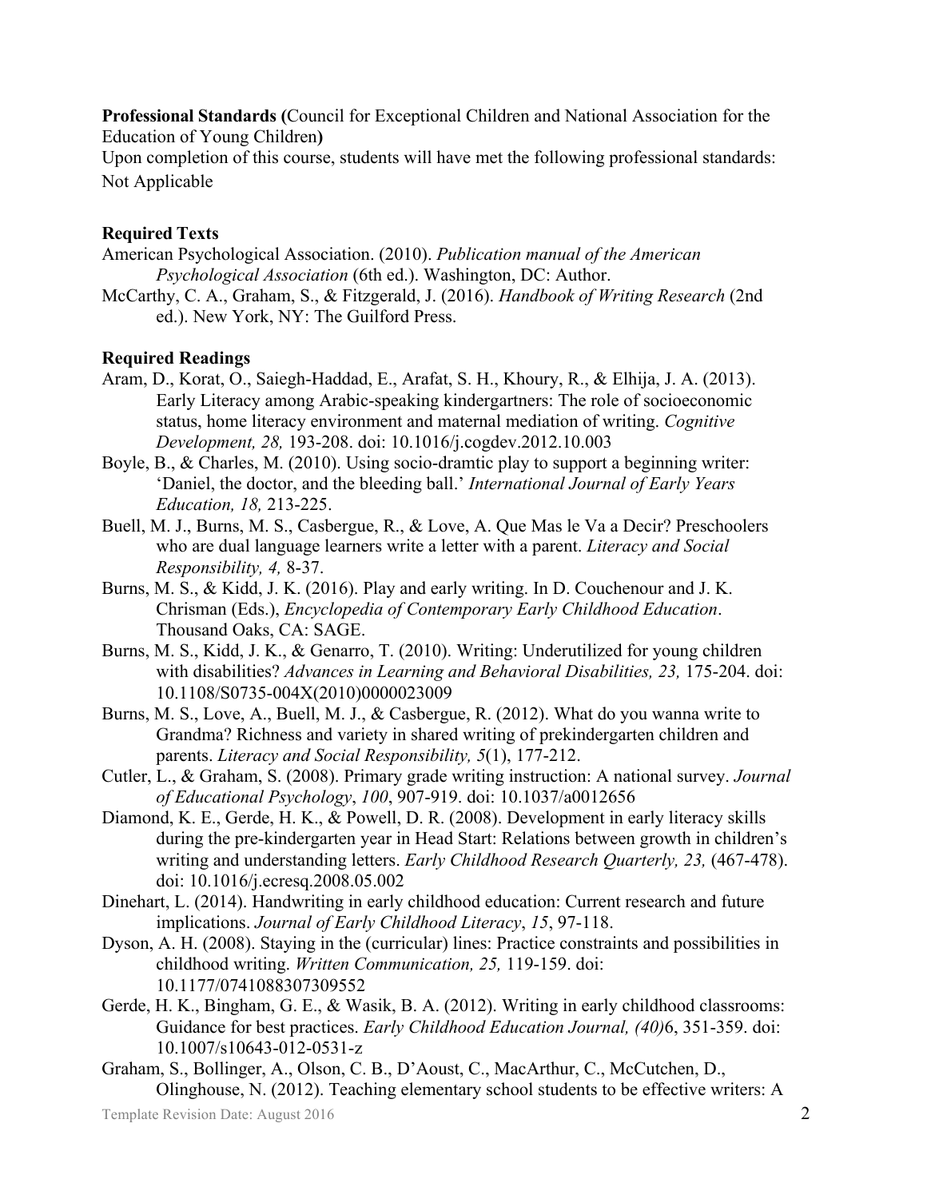**Professional Standards (**Council for Exceptional Children and National Association for the Education of Young Children**)**

Upon completion of this course, students will have met the following professional standards: Not Applicable

**Required Texts**

American Psychological Association. (2010). *Publication manual of the American Psychological Association* (6th ed.). Washington, DC: Author.

McCarthy, C. A., Graham, S., & Fitzgerald, J. (2016). *Handbook of Writing Research* (2nd ed.). New York, NY: The Guilford Press.

**Required Readings**

Aram, D., Korat, O., Saiegh-Haddad, E., Arafat, S. H., Khoury, R., & Elhija, J. A. (2013). Early Literacy among Arabic-speaking kindergartners: The role of socioeconomic status, home literacy environment and maternal mediation of writing. *Cognitive Development, 28,* 193-208. doi: 10.1016/j.cogdev.2012.10.003

Boyle, B., & Charles, M. (2010). Using socio-dramtic play to support a beginning writer: 'Daniel, the doctor, and the bleeding ball.' *International Journal of Early Years Education, 18,* 213-225.

Buell, M. J., Burns, M. S., Casbergue, R., & Love, A. Que Mas le Va a Decir? Preschoolers who are dual language learners write a letter with a parent. *Literacy and Social Responsibility, 4,* 8-37.

Burns, M. S., & Kidd, J. K. (2016). Play and early writing. In D. Couchenour and J. K. Chrisman (Eds.), *Encyclopedia of Contemporary Early Childhood Education*. Thousand Oaks, CA: SAGE.

Burns, M. S., Kidd, J. K., & Genarro, T. (2010). Writing: Underutilized for young children with disabilities? *Advances in Learning and Behavioral Disabilities, 23,* 175-204. doi: 10.1108/S0735-004X(2010)0000023009

Burns, M. S., Love, A., Buell, M. J., & Casbergue, R. (2012). What do you wanna write to Grandma? Richness and variety in shared writing of prekindergarten children and parents. *Literacy and Social Responsibility, 5*(1), 177-212.

Cutler, L., & Graham, S. (2008). Primary grade writing instruction: A national survey. *Journal of Educational Psychology*, *100*, 907-919. doi: 10.1037/a0012656

Diamond, K. E., Gerde, H. K., & Powell, D. R. (2008). Development in early literacy skills during the pre-kindergarten year in Head Start: Relations between growth in children's writing and understanding letters. *Early Childhood Research Quarterly, 23,* (467-478). doi: 10.1016/j.ecresq.2008.05.002

Dinehart, L. (2014). Handwriting in early childhood education: Current research and future implications. *Journal of Early Childhood Literacy*, *15*, 97-118.

Dyson, A. H. (2008). Staying in the (curricular) lines: Practice constraints and possibilities in childhood writing. *Written Communication, 25,* 119-159. doi: 10.1177/0741088307309552

Gerde, H. K., Bingham, G. E., & Wasik, B. A. (2012). Writing in early childhood classrooms: Guidance for best practices. *Early Childhood Education Journal, (40)*6, 351-359. doi: 10.1007/s10643-012-0531-z

Graham, S., Bollinger, A., Olson, C. B., D'Aoust, C., MacArthur, C., McCutchen, D., Olinghouse, N. (2012). Teaching elementary school students to be effective writers: A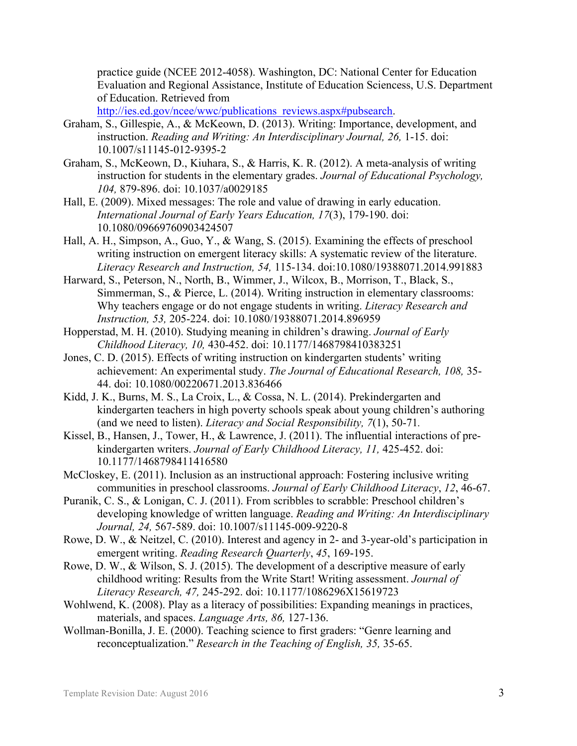practice guide (NCEE 2012-4058). Washington, DC: National Center for Education Evaluation and Regional Assistance, Institute of Education Sciencess, U.S. Department of Education. Retrieved from http://ies.ed.gov/ncee/wwc/publications_reviews.aspx#pubsearch.

Graham, S., Gillespie, A., & McKeown, D. (2013). Writing: Importance, development, and instruction. *Reading and Writing: An Interdisciplinary Journal, 26,* 1-15. doi: 10.1007/s11145-012-9395-2

Graham, S., McKeown, D., Kiuhara, S., & Harris, K. R. (2012). A meta-analysis of writing instruction for students in the elementary grades. *Journal of Educational Psychology, 104,* 879-896. doi: 10.1037/a0029185

Hall, E. (2009). Mixed messages: The role and value of drawing in early education. *International Journal of Early Years Education, 17*(3), 179-190. doi: 10.1080/09669760903424507

Hall, A. H., Simpson, A., Guo, Y., & Wang, S. (2015). Examining the effects of preschool writing instruction on emergent literacy skills: A systematic review of the literature. *Literacy Research and Instruction, 54,* 115-134. doi:10.1080/19388071.2014.991883

Harward, S., Peterson, N., North, B., Wimmer, J., Wilcox, B., Morrison, T., Black, S., Simmerman, S., & Pierce, L. (2014). Writing instruction in elementary classrooms: Why teachers engage or do not engage students in writing. *Literacy Research and Instruction, 53,* 205-224. doi: 10.1080/19388071.2014.896959

Hopperstad, M. H. (2010). Studying meaning in children's drawing. *Journal of Early Childhood Literacy, 10,* 430-452. doi: 10.1177/1468798410383251

Jones, C. D. (2015). Effects of writing instruction on kindergarten students' writing achievement: An experimental study. *The Journal of Educational Research, 108,* 35-44. doi: 10.1080/00220671.2013.836466

Kidd, J. K., Burns, M. S., La Croix, L., & Cossa, N. L. (2014). Prekindergarten and kindergarten teachers in high poverty schools speak about young children's authoring (and we need to listen). *Literacy and Social Responsibility, 7*(1), 50-71.

Kissel, B., Hansen, J., Tower, H., & Lawrence, J. (2011). The influential interactions of pre-kindergarten writers. *Journal of Early Childhood Literacy, 11,* 425-452. doi: 10.1177/1468798411416580

McCloskey, E. (2011). Inclusion as an instructional approach: Fostering inclusive writing communities in preschool classrooms. *Journal of Early Childhood Literacy*, *12*, 46-67.

Puranik, C. S., & Lonigan, C. J. (2011). From scribbles to scrabble: Preschool children's developing knowledge of written language. *Reading and Writing: An Interdisciplinary Journal, 24,* 567-589. doi: 10.1007/s11145-009-9220-8

Rowe, D. W., & Neitzel, C. (2010). Interest and agency in 2- and 3-year-old's participation in emergent writing. *Reading Research Quarterly*, *45*, 169-195.

Rowe, D. W., & Wilson, S. J. (2015). The development of a descriptive measure of early childhood writing: Results from the Write Start! Writing assessment. *Journal of Literacy Research, 47,* 245-292. doi: 10.1177/1086296X15619723

Wohlwend, K. (2008). Play as a literacy of possibilities: Expanding meanings in practices, materials, and spaces. *Language Arts, 86,* 127-136.

Wollman-Bonilla, J. E. (2000). Teaching science to first graders: "Genre learning and reconceptualization." *Research in the Teaching of English, 35,* 35-65.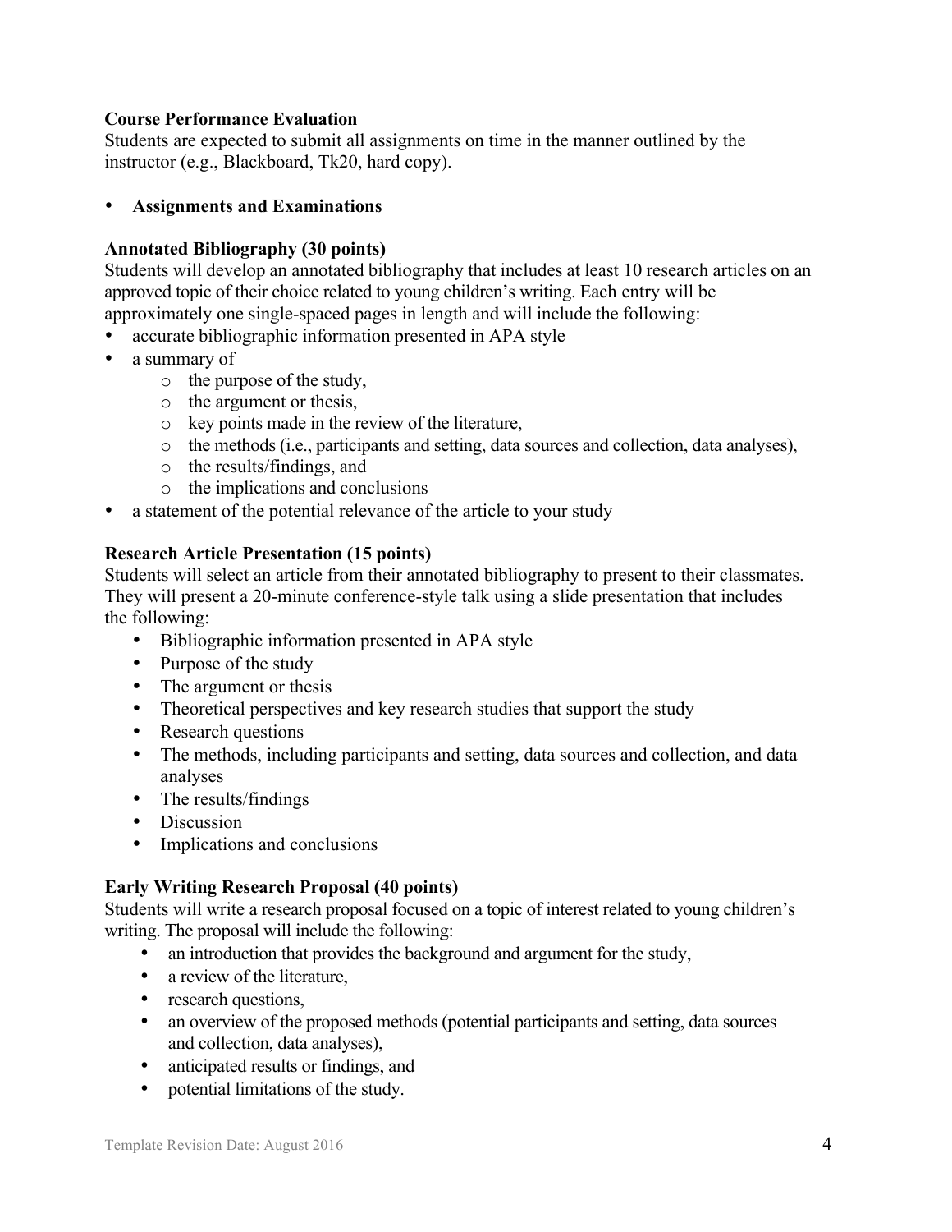**Course Performance Evaluation**
Students are expected to submit all assignments on time in the manner outlined by the instructor (e.g., Blackboard, Tk20, hard copy).

- **Assignments and Examinations**

**Annotated Bibliography (30 points)**
Students will develop an annotated bibliography that includes at least 10 research articles on an approved topic of their choice related to young children's writing. Each entry will be approximately one single-spaced pages in length and will include the following:

- accurate bibliographic information presented in APA style
- a summary of
  - the purpose of the study,
  - the argument or thesis,
  - key points made in the review of the literature,
  - the methods (i.e., participants and setting, data sources and collection, data analyses),
  - the results/findings, and
  - the implications and conclusions
- a statement of the potential relevance of the article to your study

**Research Article Presentation (15 points)**
Students will select an article from their annotated bibliography to present to their classmates. They will present a 20-minute conference-style talk using a slide presentation that includes the following:

- Bibliographic information presented in APA style
- Purpose of the study
- The argument or thesis
- Theoretical perspectives and key research studies that support the study
- Research questions
- The methods, including participants and setting, data sources and collection, and data analyses
- The results/findings
- Discussion
- Implications and conclusions

**Early Writing Research Proposal (40 points)**
Students will write a research proposal focused on a topic of interest related to young children's writing. The proposal will include the following:

- an introduction that provides the background and argument for the study,
- a review of the literature,
- research questions,
- an overview of the proposed methods (potential participants and setting, data sources and collection, data analyses),
- anticipated results or findings, and
- potential limitations of the study.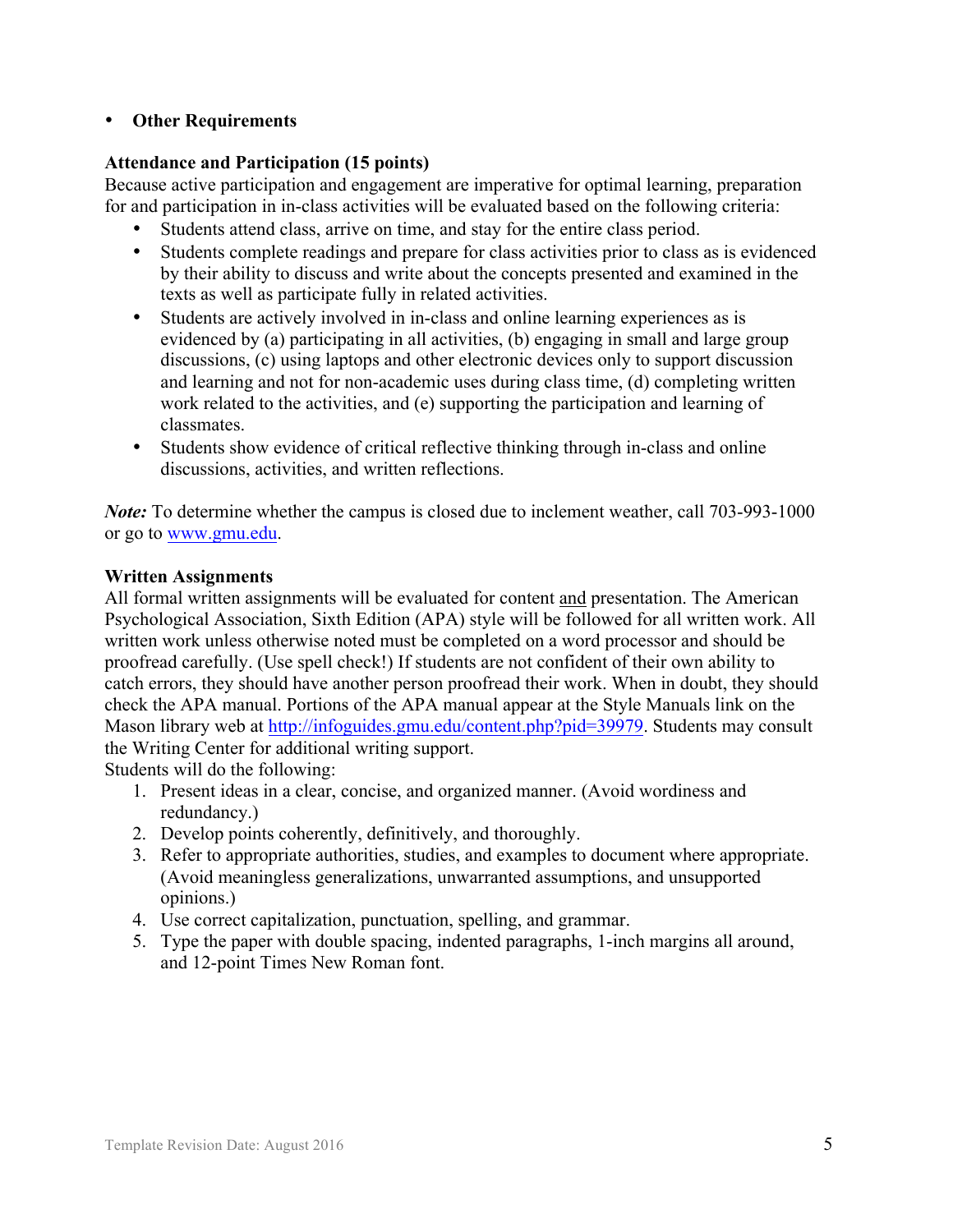- **Other Requirements**

**Attendance and Participation (15 points)**
Because active participation and engagement are imperative for optimal learning, preparation for and participation in in-class activities will be evaluated based on the following criteria:

- Students attend class, arrive on time, and stay for the entire class period.
- Students complete readings and prepare for class activities prior to class as is evidenced by their ability to discuss and write about the concepts presented and examined in the texts as well as participate fully in related activities.
- Students are actively involved in in-class and online learning experiences as is evidenced by (a) participating in all activities, (b) engaging in small and large group discussions, (c) using laptops and other electronic devices only to support discussion and learning and not for non-academic uses during class time, (d) completing written work related to the activities, and (e) supporting the participation and learning of classmates.
- Students show evidence of critical reflective thinking through in-class and online discussions, activities, and written reflections.

***Note:*** To determine whether the campus is closed due to inclement weather, call 703-993-1000 or go to www.gmu.edu.

**Written Assignments**
All formal written assignments will be evaluated for content and presentation. The American Psychological Association, Sixth Edition (APA) style will be followed for all written work. All written work unless otherwise noted must be completed on a word processor and should be proofread carefully. (Use spell check!) If students are not confident of their own ability to catch errors, they should have another person proofread their work. When in doubt, they should check the APA manual. Portions of the APA manual appear at the Style Manuals link on the Mason library web at http://infoguides.gmu.edu/content.php?pid=39979. Students may consult the Writing Center for additional writing support.
Students will do the following:

1. Present ideas in a clear, concise, and organized manner. (Avoid wordiness and redundancy.)
2. Develop points coherently, definitively, and thoroughly.
3. Refer to appropriate authorities, studies, and examples to document where appropriate. (Avoid meaningless generalizations, unwarranted assumptions, and unsupported opinions.)
4. Use correct capitalization, punctuation, spelling, and grammar.
5. Type the paper with double spacing, indented paragraphs, 1-inch margins all around, and 12-point Times New Roman font.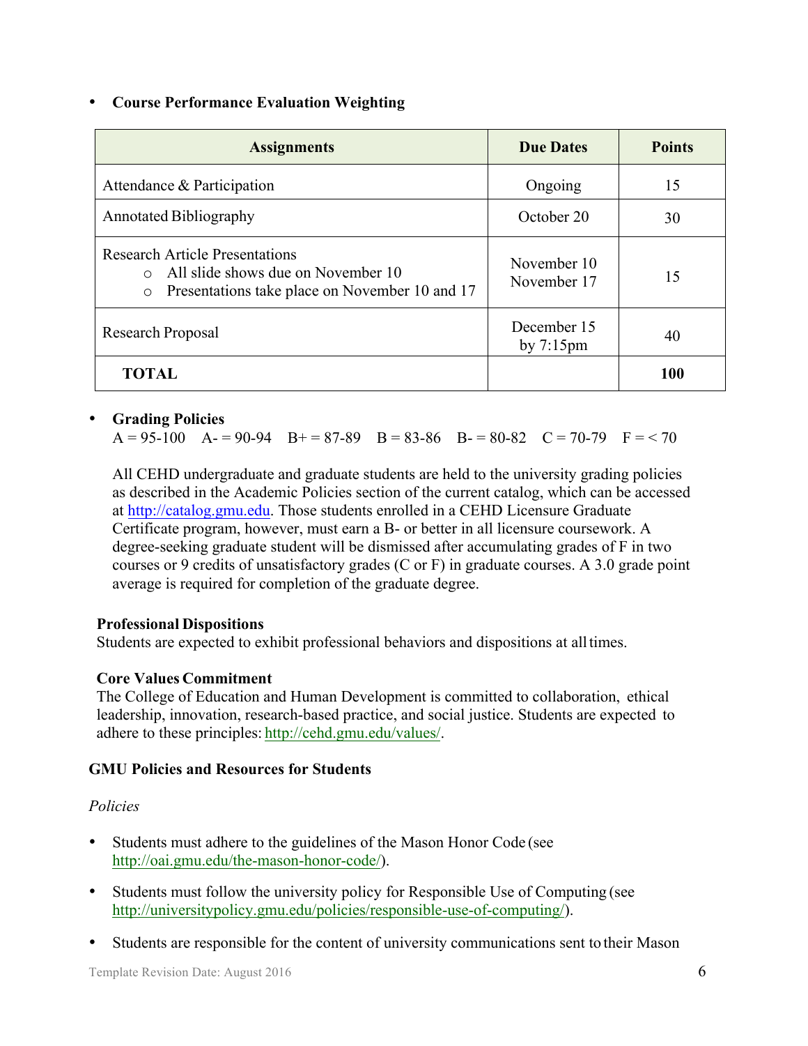- **Course Performance Evaluation Weighting**

| Assignments | Due Dates | Points |
|---|---|---|
| Attendance & Participation | Ongoing | 15 |
| Annotated Bibliography | October 20 | 30 |
| Research Article Presentations<br>○ All slide shows due on November 10<br>○ Presentations take place on November 10 and 17 | November 10<br>November 17 | 15 |
| Research Proposal | December 15 by 7:15pm | 40 |
| **TOTAL** | | **100** |

- **Grading Policies**
  A = 95-100 A- = 90-94 B+ = 87-89 B = 83-86 B- = 80-82 C = 70-79 F = < 70

  All CEHD undergraduate and graduate students are held to the university grading policies as described in the Academic Policies section of the current catalog, which can be accessed at http://catalog.gmu.edu. Those students enrolled in a CEHD Licensure Graduate Certificate program, however, must earn a B- or better in all licensure coursework. A degree-seeking graduate student will be dismissed after accumulating grades of F in two courses or 9 credits of unsatisfactory grades (C or F) in graduate courses. A 3.0 grade point average is required for completion of the graduate degree.

**Professional Dispositions**
Students are expected to exhibit professional behaviors and dispositions at all times.

**Core Values Commitment**
The College of Education and Human Development is committed to collaboration, ethical leadership, innovation, research-based practice, and social justice. Students are expected to adhere to these principles: http://cehd.gmu.edu/values/.

**GMU Policies and Resources for Students**

*Policies*

- Students must adhere to the guidelines of the Mason Honor Code (see http://oai.gmu.edu/the-mason-honor-code/).
- Students must follow the university policy for Responsible Use of Computing (see http://universitypolicy.gmu.edu/policies/responsible-use-of-computing/).
- Students are responsible for the content of university communications sent to their Mason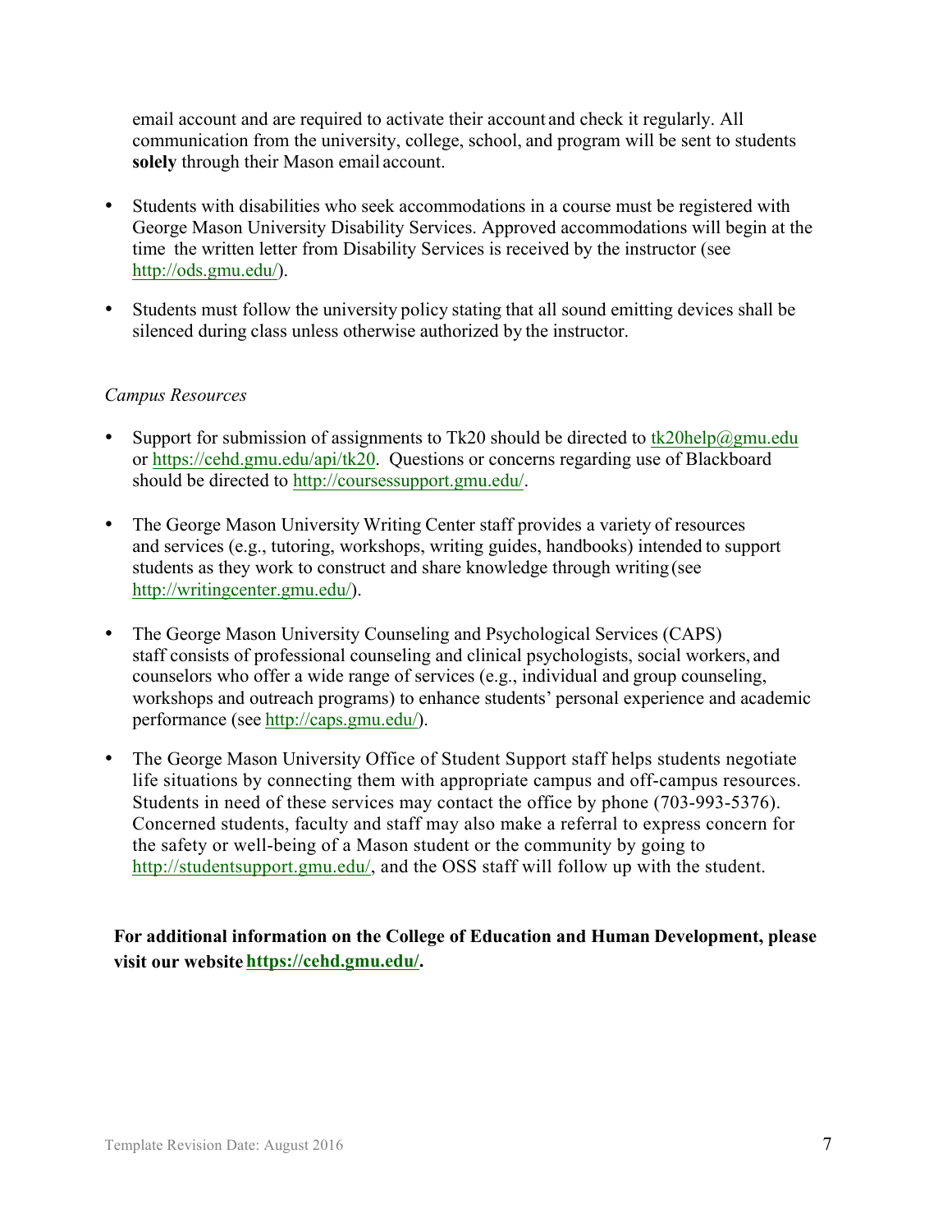email account and are required to activate their account and check it regularly. All communication from the university, college, school, and program will be sent to students **solely** through their Mason email account.

- Students with disabilities who seek accommodations in a course must be registered with George Mason University Disability Services. Approved accommodations will begin at the time the written letter from Disability Services is received by the instructor (see http://ods.gmu.edu/).

- Students must follow the university policy stating that all sound emitting devices shall be silenced during class unless otherwise authorized by the instructor.

*Campus Resources*

- Support for submission of assignments to Tk20 should be directed to tk20help@gmu.edu or https://cehd.gmu.edu/api/tk20. Questions or concerns regarding use of Blackboard should be directed to http://coursessupport.gmu.edu/.

- The George Mason University Writing Center staff provides a variety of resources and services (e.g., tutoring, workshops, writing guides, handbooks) intended to support students as they work to construct and share knowledge through writing (see http://writingcenter.gmu.edu/).

- The George Mason University Counseling and Psychological Services (CAPS) staff consists of professional counseling and clinical psychologists, social workers, and counselors who offer a wide range of services (e.g., individual and group counseling, workshops and outreach programs) to enhance students' personal experience and academic performance (see http://caps.gmu.edu/).

- The George Mason University Office of Student Support staff helps students negotiate life situations by connecting them with appropriate campus and off-campus resources. Students in need of these services may contact the office by phone (703-993-5376). Concerned students, faculty and staff may also make a referral to express concern for the safety or well-being of a Mason student or the community by going to http://studentsupport.gmu.edu/, and the OSS staff will follow up with the student.

**For additional information on the College of Education and Human Development, please visit our website https://cehd.gmu.edu/.**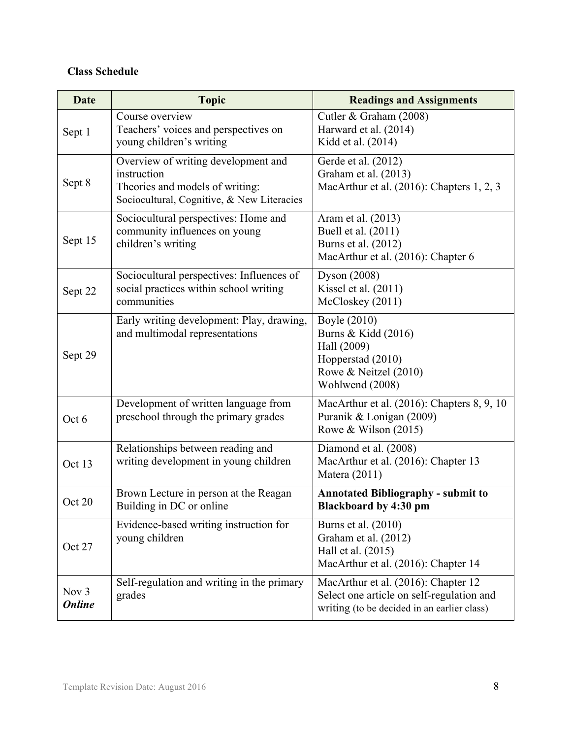**Class Schedule**

| Date | Topic | Readings and Assignments |
|---|---|---|
| Sept 1 | Course overview<br>Teachers' voices and perspectives on young children's writing | Cutler & Graham (2008)<br>Harward et al. (2014)<br>Kidd et al. (2014) |
| Sept 8 | Overview of writing development and instruction<br>Theories and models of writing: Sociocultural, Cognitive, & New Literacies | Gerde et al. (2012)<br>Graham et al. (2013)<br>MacArthur et al. (2016): Chapters 1, 2, 3 |
| Sept 15 | Sociocultural perspectives: Home and community influences on young children's writing | Aram et al. (2013)<br>Buell et al. (2011)<br>Burns et al. (2012)<br>MacArthur et al. (2016): Chapter 6 |
| Sept 22 | Sociocultural perspectives: Influences of social practices within school writing communities | Dyson (2008)<br>Kissel et al. (2011)<br>McCloskey (2011) |
| Sept 29 | Early writing development: Play, drawing, and multimodal representations | Boyle (2010)<br>Burns & Kidd (2016)<br>Hall (2009)<br>Hopperstad (2010)<br>Rowe & Neitzel (2010)<br>Wohlwend (2008) |
| Oct 6 | Development of written language from preschool through the primary grades | MacArthur et al. (2016): Chapters 8, 9, 10<br>Puranik & Lonigan (2009)<br>Rowe & Wilson (2015) |
| Oct 13 | Relationships between reading and writing development in young children | Diamond et al. (2008)<br>MacArthur et al. (2016): Chapter 13<br>Matera (2011) |
| Oct 20 | Brown Lecture in person at the Reagan Building in DC or online | **Annotated Bibliography - submit to Blackboard by 4:30 pm** |
| Oct 27 | Evidence-based writing instruction for young children | Burns et al. (2010)<br>Graham et al. (2012)<br>Hall et al. (2015)<br>MacArthur et al. (2016): Chapter 14 |
| Nov 3<br>***Online*** | Self-regulation and writing in the primary grades | MacArthur et al. (2016): Chapter 12<br>Select one article on self-regulation and writing (to be decided in an earlier class) |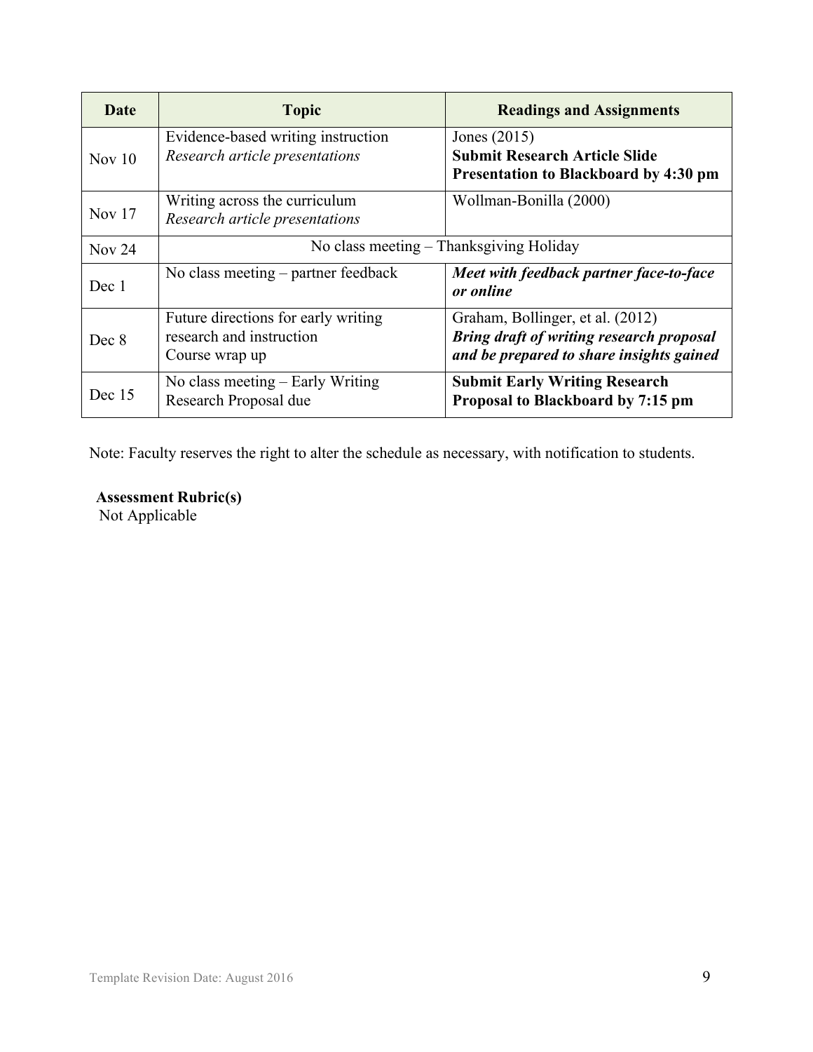| Date | Topic | Readings and Assignments |
| --- | --- | --- |
| Nov 10 | Evidence-based writing instruction<br>*Research article presentations* | Jones (2015)<br>**Submit Research Article Slide Presentation to Blackboard by 4:30 pm** |
| Nov 17 | Writing across the curriculum<br>*Research article presentations* | Wollman-Bonilla (2000) |
| Nov 24 | No class meeting – Thanksgiving Holiday | |
| Dec 1 | No class meeting – partner feedback | ***Meet with feedback partner face-to-face or online*** |
| Dec 8 | Future directions for early writing research and instruction<br>Course wrap up | Graham, Bollinger, et al. (2012)<br>***Bring draft of writing research proposal and be prepared to share insights gained*** |
| Dec 15 | No class meeting – Early Writing Research Proposal due | **Submit Early Writing Research Proposal to Blackboard by 7:15 pm** |

Note: Faculty reserves the right to alter the schedule as necessary, with notification to students.

**Assessment Rubric(s)**
Not Applicable

Template Revision Date: August 2016